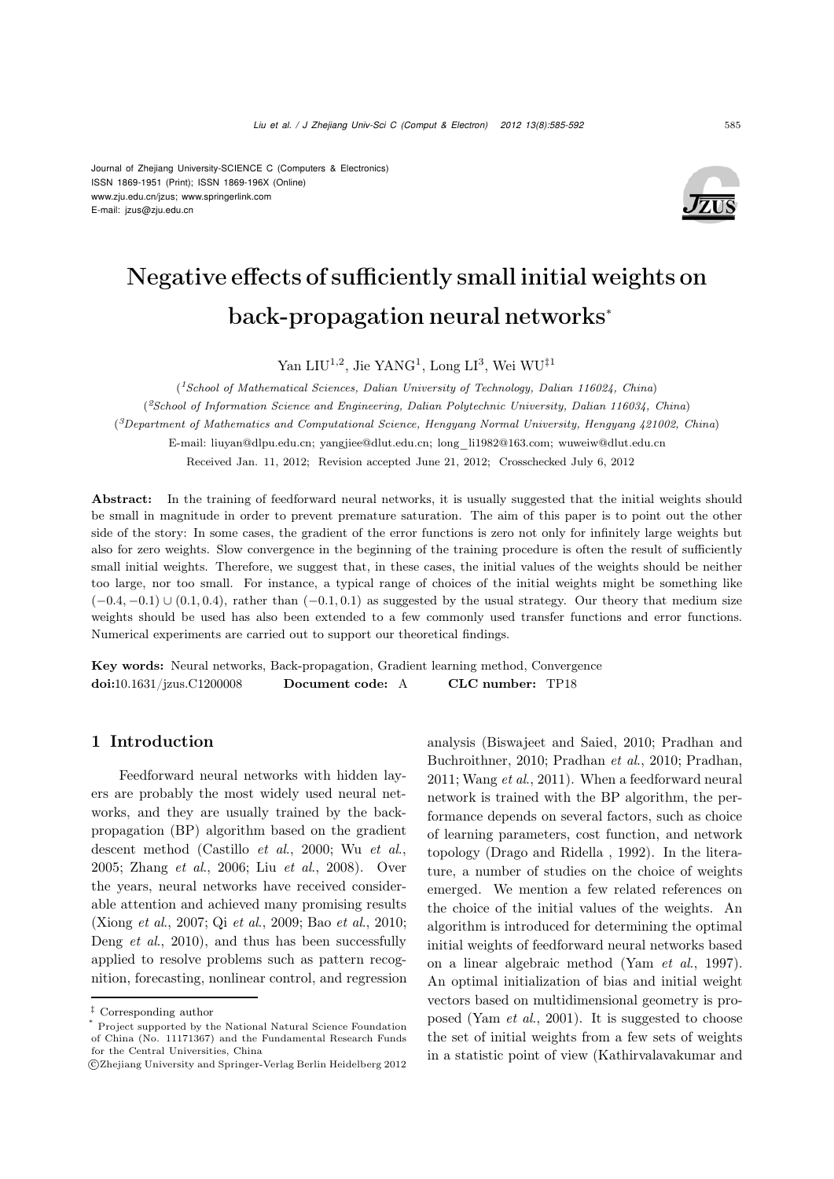Journal of Zhejiang University-SCIENCE C (Computers & Electronics)
ISSN 1869-1951 (Print); ISSN 1869-196X (Online)
www.zju.edu.cn/jzus; www.springerlink.com
E-mail: jzus@zju.edu.cn

# Negative effects of sufficiently small initial weights on back-propagation neural networks*

Yan LIU[1,2], Jie YANG[1], Long LI[3], Wei WU[‡1]

([1]School of Mathematical Sciences, Dalian University of Technology, Dalian 116024, China)

([2]School of Information Science and Engineering, Dalian Polytechnic University, Dalian 116034, China)

([3]Department of Mathematics and Computational Science, Hengyang Normal University, Hengyang 421002, China)

E-mail: liuyan@dlpu.edu.cn; yangjiee@dlut.edu.cn; long_li1982@163.com; wuweiw@dlut.edu.cn

Received Jan. 11, 2012; Revision accepted June 21, 2012; Crosschecked July 6, 2012

**Abstract:** In the training of feedforward neural networks, it is usually suggested that the initial weights should be small in magnitude in order to prevent premature saturation. The aim of this paper is to point out the other side of the story: In some cases, the gradient of the error functions is zero not only for infinitely large weights but also for zero weights. Slow convergence in the beginning of the training procedure is often the result of sufficiently small initial weights. Therefore, we suggest that, in these cases, the initial values of the weights should be neither too large, nor too small. For instance, a typical range of choices of the initial weights might be something like $(-0.4, -0.1) \cup (0.1, 0.4)$, rather than $(-0.1, 0.1)$ as suggested by the usual strategy. Our theory that medium size weights should be used has also been extended to a few commonly used transfer functions and error functions. Numerical experiments are carried out to support our theoretical findings.

**Key words:** Neural networks, Back-propagation, Gradient learning method, Convergence
**doi:**10.1631/jzus.C1200008 **Document code:** A **CLC number:** TP18

## 1 Introduction

Feedforward neural networks with hidden layers are probably the most widely used neural networks, and they are usually trained by the back-propagation (BP) algorithm based on the gradient descent method (Castillo *et al.*, 2000; Wu *et al.*, 2005; Zhang *et al.*, 2006; Liu *et al.*, 2008). Over the years, neural networks have received considerable attention and achieved many promising results (Xiong *et al.*, 2007; Qi *et al.*, 2009; Bao *et al.*, 2010; Deng *et al.*, 2010), and thus has been successfully applied to resolve problems such as pattern recognition, forecasting, nonlinear control, and regression analysis (Biswajeet and Saied, 2010; Pradhan and Buchroithner, 2010; Pradhan *et al.*, 2010; Pradhan, 2011; Wang *et al.*, 2011). When a feedforward neural network is trained with the BP algorithm, the performance depends on several factors, such as choice of learning parameters, cost function, and network topology (Drago and Ridella , 1992). In the literature, a number of studies on the choice of weights emerged. We mention a few related references on the choice of the initial values of the weights. An algorithm is introduced for determining the optimal initial weights of feedforward neural networks based on a linear algebraic method (Yam *et al.*, 1997). An optimal initialization of bias and initial weight vectors based on multidimensional geometry is proposed (Yam *et al.*, 2001). It is suggested to choose the set of initial weights from a few sets of weights in a statistic point of view (Kathirvalavakumar and

‡ Corresponding author

\* Project supported by the National Natural Science Foundation of China (No. 11171367) and the Fundamental Research Funds for the Central Universities, China

©Zhejiang University and Springer-Verlag Berlin Heidelberg 2012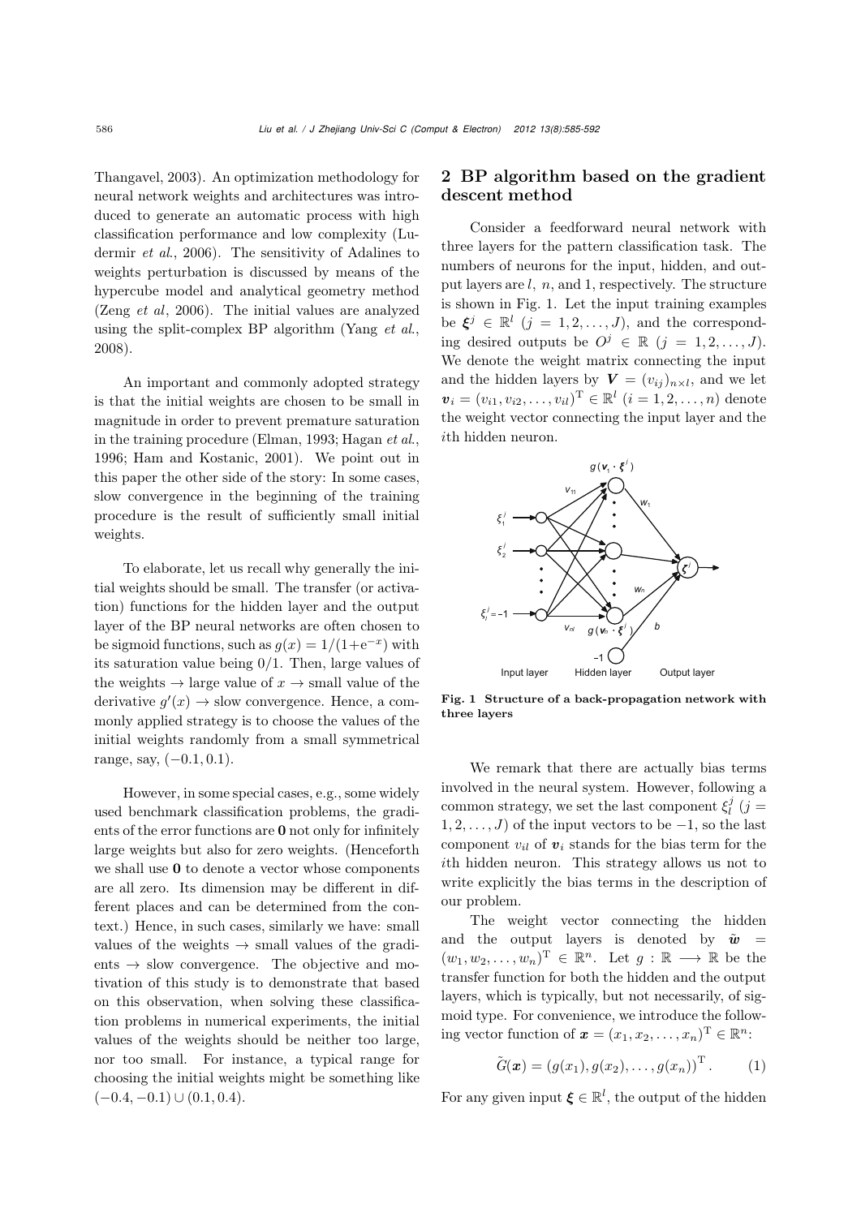Thangavel, 2003). An optimization methodology for neural network weights and architectures was introduced to generate an automatic process with high classification performance and low complexity (Ludermir *et al.*, 2006). The sensitivity of Adalines to weights perturbation is discussed by means of the hypercube model and analytical geometry method (Zeng *et al*, 2006). The initial values are analyzed using the split-complex BP algorithm (Yang *et al.*, 2008).

An important and commonly adopted strategy is that the initial weights are chosen to be small in magnitude in order to prevent premature saturation in the training procedure (Elman, 1993; Hagan *et al.*, 1996; Ham and Kostanic, 2001). We point out in this paper the other side of the story: In some cases, slow convergence in the beginning of the training procedure is the result of sufficiently small initial weights.

To elaborate, let us recall why generally the initial weights should be small. The transfer (or activation) functions for the hidden layer and the output layer of the BP neural networks are often chosen to be sigmoid functions, such as $g(x) = 1/(1+\mathrm{e}^{-x})$ with its saturation value being 0/1. Then, large values of the weights $\rightarrow$ large value of $x$ $\rightarrow$ small value of the derivative $g'(x)$ $\rightarrow$ slow convergence. Hence, a commonly applied strategy is to choose the values of the initial weights randomly from a small symmetrical range, say, $(-0.1, 0.1)$.

However, in some special cases, e.g., some widely used benchmark classification problems, the gradients of the error functions are $\mathbf{0}$ not only for infinitely large weights but also for zero weights. (Henceforth we shall use $\mathbf{0}$ to denote a vector whose components are all zero. Its dimension may be different in different places and can be determined from the context.) Hence, in such cases, similarly we have: small values of the weights $\rightarrow$ small values of the gradients $\rightarrow$ slow convergence. The objective and motivation of this study is to demonstrate that based on this observation, when solving these classification problems in numerical experiments, the initial values of the weights should be neither too large, nor too small. For instance, a typical range for choosing the initial weights might be something like $(-0.4, -0.1) \cup (0.1, 0.4)$.

## 2 BP algorithm based on the gradient descent method

Consider a feedforward neural network with three layers for the pattern classification task. The numbers of neurons for the input, hidden, and output layers are $l$, $n$, and 1, respectively. The structure is shown in Fig. 1. Let the input training examples be $\boldsymbol{\xi}^j \in \mathbb{R}^l$ $(j = 1, 2, \ldots, J)$, and the corresponding desired outputs be $O^j \in \mathbb{R}$ $(j = 1, 2, \ldots, J)$. We denote the weight matrix connecting the input and the hidden layers by $\boldsymbol{V} = (v_{ij})_{n\times l}$, and we let $\boldsymbol{v}_i = (v_{i1}, v_{i2}, \ldots, v_{il})^{\mathrm{T}} \in \mathbb{R}^l$ $(i = 1, 2, \ldots, n)$ denote the weight vector connecting the input layer and the $i$th hidden neuron.

**Fig. 1 Structure of a back-propagation network with three layers**

We remark that there are actually bias terms involved in the neural system. However, following a common strategy, we set the last component $\xi_l^j$ $(j = 1, 2, \ldots, J)$ of the input vectors to be $-1$, so the last component $v_{il}$ of $\boldsymbol{v}_i$ stands for the bias term for the $i$th hidden neuron. This strategy allows us not to write explicitly the bias terms in the description of our problem.

The weight vector connecting the hidden and the output layers is denoted by $\tilde{\boldsymbol{w}} = (w_1, w_2, \ldots, w_n)^{\mathrm{T}} \in \mathbb{R}^n$. Let $g: \mathbb{R} \longrightarrow \mathbb{R}$ be the transfer function for both the hidden and the output layers, which is typically, but not necessarily, of sigmoid type. For convenience, we introduce the following vector function of $\boldsymbol{x} = (x_1, x_2, \ldots, x_n)^{\mathrm{T}} \in \mathbb{R}^n$:

$$\tilde{G}(\boldsymbol{x}) = (g(x_1), g(x_2), \ldots, g(x_n))^{\mathrm{T}}. \tag{1}$$

For any given input $\boldsymbol{\xi} \in \mathbb{R}^l$, the output of the hidden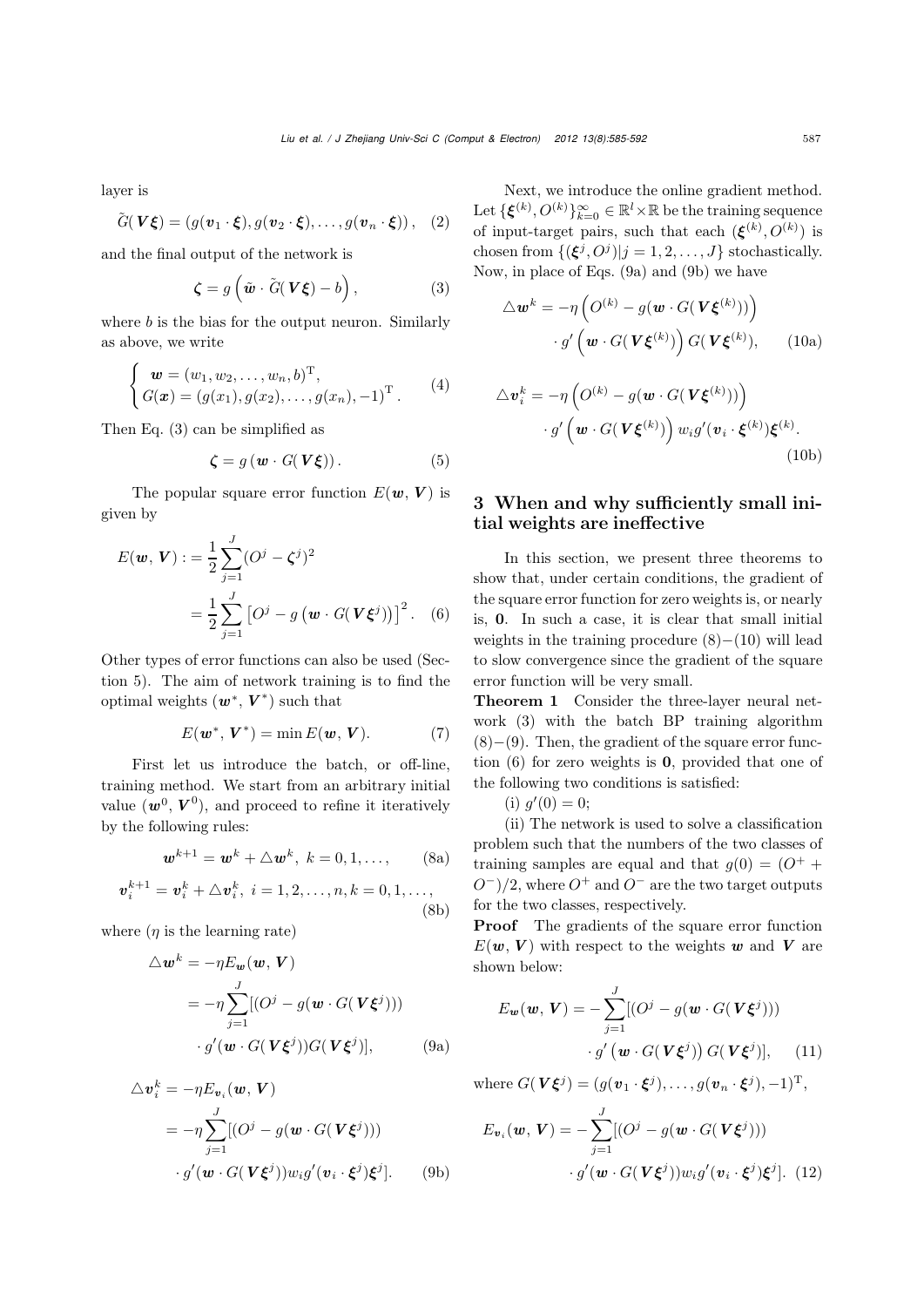layer is

$$\tilde{G}(\boldsymbol{V}\boldsymbol{\xi}) = (g(\boldsymbol{v}_1 \cdot \boldsymbol{\xi}), g(\boldsymbol{v}_2 \cdot \boldsymbol{\xi}), \ldots, g(\boldsymbol{v}_n \cdot \boldsymbol{\xi})), \quad (2)$$

and the final output of the network is

$$\boldsymbol{\zeta} = g\left(\tilde{\boldsymbol{w}} \cdot \tilde{G}(\boldsymbol{V}\boldsymbol{\xi}) - b\right), \quad (3)$$

where $b$ is the bias for the output neuron. Similarly as above, we write

$$\begin{cases} \boldsymbol{w} = (w_1, w_2, \ldots, w_n, b)^{\mathrm{T}}, \\ G(\boldsymbol{x}) = (g(x_1), g(x_2), \ldots, g(x_n), -1)^{\mathrm{T}}. \end{cases} \quad (4)$$

Then Eq. (3) can be simplified as

$$\boldsymbol{\zeta} = g\left(\boldsymbol{w} \cdot G(\boldsymbol{V}\boldsymbol{\xi})\right). \quad (5)$$

The popular square error function $E(\boldsymbol{w}, \boldsymbol{V})$ is given by

$$\begin{aligned} E(\boldsymbol{w}, \boldsymbol{V}) &:= \frac{1}{2}\sum_{j=1}^{J}(O^j - \boldsymbol{\zeta}^j)^2 \\ &= \frac{1}{2}\sum_{j=1}^{J}\left[O^j - g\left(\boldsymbol{w} \cdot G(\boldsymbol{V}\boldsymbol{\xi}^j)\right)\right]^2. \quad (6) \end{aligned}$$

Other types of error functions can also be used (Section 5). The aim of network training is to find the optimal weights $(\boldsymbol{w}^*, \boldsymbol{V}^*)$ such that

$$E(\boldsymbol{w}^*, \boldsymbol{V}^*) = \min E(\boldsymbol{w}, \boldsymbol{V}). \quad (7)$$

First let us introduce the batch, or off-line, training method. We start from an arbitrary initial value $(\boldsymbol{w}^0, \boldsymbol{V}^0)$, and proceed to refine it iteratively by the following rules:

$$\boldsymbol{w}^{k+1} = \boldsymbol{w}^k + \triangle \boldsymbol{w}^k, \ k = 0, 1, \ldots, \quad (8a)$$

$$\boldsymbol{v}_i^{k+1} = \boldsymbol{v}_i^k + \triangle \boldsymbol{v}_i^k, \ i = 1, 2, \ldots, n, k = 0, 1, \ldots, \quad (8b)$$

where ($\eta$ is the learning rate)

$$\begin{aligned} \triangle \boldsymbol{w}^k &= -\eta E_{\boldsymbol{w}}(\boldsymbol{w}, \boldsymbol{V}) \\ &= -\eta \sum_{j=1}^{J}[(O^j - g(\boldsymbol{w} \cdot G(\boldsymbol{V}\boldsymbol{\xi}^j))) \\ &\quad \cdot g'(\boldsymbol{w} \cdot G(\boldsymbol{V}\boldsymbol{\xi}^j)) G(\boldsymbol{V}\boldsymbol{\xi}^j)], \quad (9a) \end{aligned}$$

$$\begin{aligned} \triangle \boldsymbol{v}_i^k &= -\eta E_{\boldsymbol{v}_i}(\boldsymbol{w}, \boldsymbol{V}) \\ &= -\eta \sum_{j=1}^{J}[(O^j - g(\boldsymbol{w} \cdot G(\boldsymbol{V}\boldsymbol{\xi}^j))) \\ &\quad \cdot g'(\boldsymbol{w} \cdot G(\boldsymbol{V}\boldsymbol{\xi}^j)) w_i g'(\boldsymbol{v}_i \cdot \boldsymbol{\xi}^j)\boldsymbol{\xi}^j]. \quad (9b) \end{aligned}$$

Next, we introduce the online gradient method. Let $\{\boldsymbol{\xi}^{(k)}, O^{(k)}\}_{k=0}^{\infty} \in \mathbb{R}^l \times \mathbb{R}$ be the training sequence of input-target pairs, such that each $(\boldsymbol{\xi}^{(k)}, O^{(k)})$ is chosen from $\{(\boldsymbol{\xi}^j, O^j) | j = 1, 2, \ldots, J\}$ stochastically. Now, in place of Eqs. (9a) and (9b) we have

$$\begin{aligned} \triangle \boldsymbol{w}^k = &-\eta \left(O^{(k)} - g(\boldsymbol{w} \cdot G(\boldsymbol{V}\boldsymbol{\xi}^{(k)}))\right) \\ &\cdot g'\left(\boldsymbol{w} \cdot G(\boldsymbol{V}\boldsymbol{\xi}^{(k)})\right) G(\boldsymbol{V}\boldsymbol{\xi}^{(k)}), \quad (10a) \end{aligned}$$

$$\begin{aligned} \triangle \boldsymbol{v}_i^k = &-\eta \left(O^{(k)} - g(\boldsymbol{w} \cdot G(\boldsymbol{V}\boldsymbol{\xi}^{(k)}))\right) \\ &\cdot g'\left(\boldsymbol{w} \cdot G(\boldsymbol{V}\boldsymbol{\xi}^{(k)})\right) w_i g'(\boldsymbol{v}_i \cdot \boldsymbol{\xi}^{(k)})\boldsymbol{\xi}^{(k)}. \quad (10b) \end{aligned}$$

## 3 When and why sufficiently small initial weights are ineffective

In this section, we present three theorems to show that, under certain conditions, the gradient of the square error function for zero weights is, or nearly is, $\mathbf{0}$. In such a case, it is clear that small initial weights in the training procedure (8)−(10) will lead to slow convergence since the gradient of the square error function will be very small.

**Theorem 1** Consider the three-layer neural network (3) with the batch BP training algorithm (8)−(9). Then, the gradient of the square error function (6) for zero weights is $\mathbf{0}$, provided that one of the following two conditions is satisfied:

(i) $g'(0) = 0$;

(ii) The network is used to solve a classification problem such that the numbers of the two classes of training samples are equal and that $g(0) = (O^+ + O^-)/2$, where $O^+$ and $O^-$ are the two target outputs for the two classes, respectively.

**Proof** The gradients of the square error function $E(\boldsymbol{w}, \boldsymbol{V})$ with respect to the weights $\boldsymbol{w}$ and $\boldsymbol{V}$ are shown below:

$$\begin{aligned} E_{\boldsymbol{w}}(\boldsymbol{w}, \boldsymbol{V}) = &-\sum_{j=1}^{J}[(O^j - g(\boldsymbol{w} \cdot G(\boldsymbol{V}\boldsymbol{\xi}^j))) \\ &\cdot g'\left(\boldsymbol{w} \cdot G(\boldsymbol{V}\boldsymbol{\xi}^j)\right) G(\boldsymbol{V}\boldsymbol{\xi}^j)], \quad (11) \end{aligned}$$

where $G(\boldsymbol{V}\boldsymbol{\xi}^j) = (g(\boldsymbol{v}_1 \cdot \boldsymbol{\xi}^j), \ldots, g(\boldsymbol{v}_n \cdot \boldsymbol{\xi}^j), -1)^{\mathrm{T}}$,

$$\begin{aligned} E_{\boldsymbol{v}_i}(\boldsymbol{w}, \boldsymbol{V}) = &-\sum_{j=1}^{J}[(O^j - g(\boldsymbol{w} \cdot G(\boldsymbol{V}\boldsymbol{\xi}^j))) \\ &\cdot g'(\boldsymbol{w} \cdot G(\boldsymbol{V}\boldsymbol{\xi}^j)) w_i g'(\boldsymbol{v}_i \cdot \boldsymbol{\xi}^j)\boldsymbol{\xi}^j]. \quad (12) \end{aligned}$$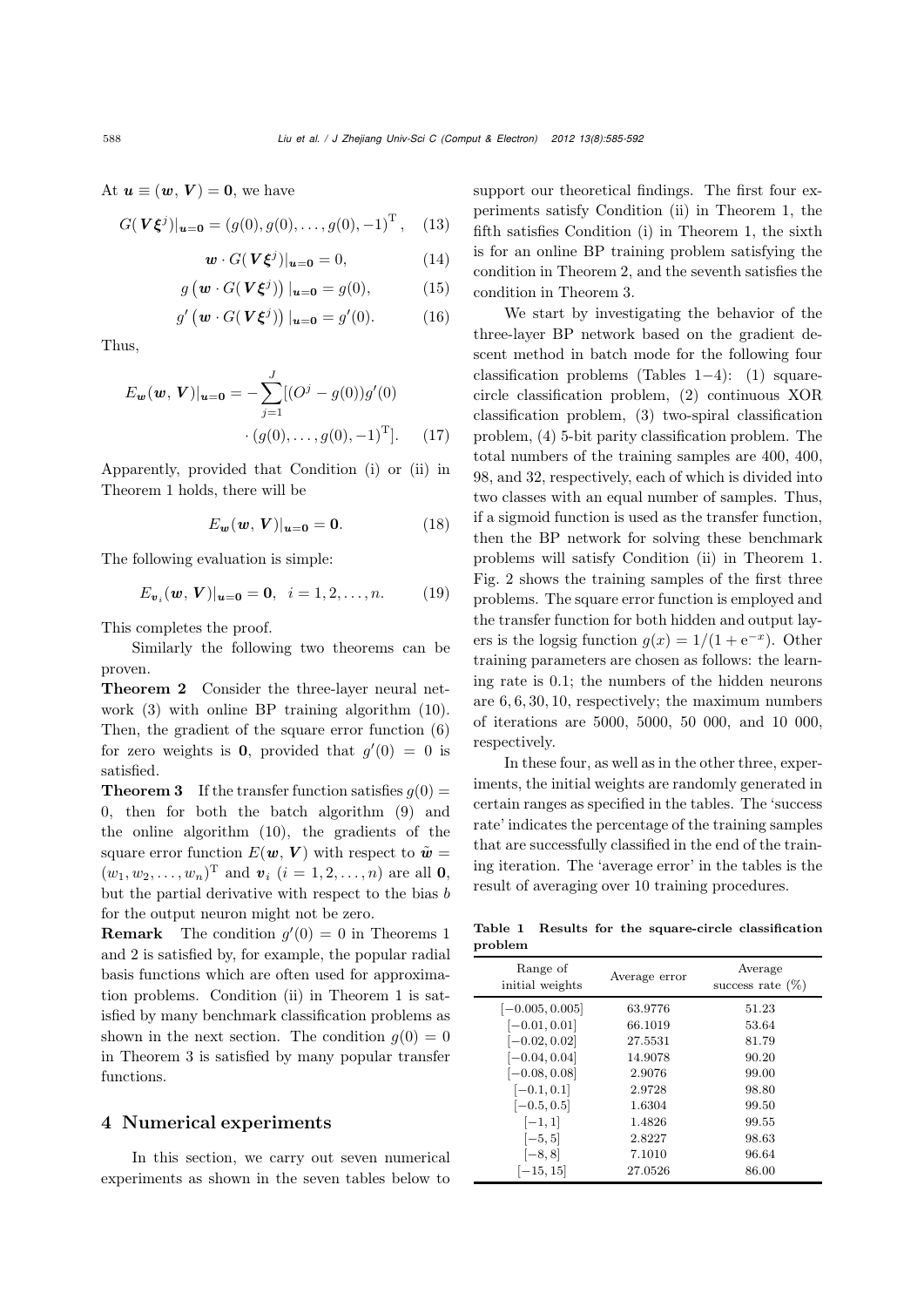At $\boldsymbol{u} \equiv (\boldsymbol{w}, \boldsymbol{V}) = \boldsymbol{0}$, we have

$$G(\boldsymbol{V}\boldsymbol{\xi}^j)|_{\boldsymbol{u}=\boldsymbol{0}} = (g(0), g(0), \ldots, g(0), -1)^{\mathrm{T}}, \quad (13)$$

$$\boldsymbol{w} \cdot G(\boldsymbol{V}\boldsymbol{\xi}^j)|_{\boldsymbol{u}=\boldsymbol{0}} = 0, \quad (14)$$

$$g\left(\boldsymbol{w} \cdot G(\boldsymbol{V}\boldsymbol{\xi}^j)\right)|_{\boldsymbol{u}=\boldsymbol{0}} = g(0), \quad (15)$$

$$g'\left(\boldsymbol{w} \cdot G(\boldsymbol{V}\boldsymbol{\xi}^j)\right)|_{\boldsymbol{u}=\boldsymbol{0}} = g'(0). \quad (16)$$

Thus,

$$E_{\boldsymbol{w}}(\boldsymbol{w}, \boldsymbol{V})|_{\boldsymbol{u}=\boldsymbol{0}} = -\sum_{j=1}^{J}[(O^j - g(0))g'(0) \cdot (g(0), \ldots, g(0), -1)^{\mathrm{T}}]. \quad (17)$$

Apparently, provided that Condition (i) or (ii) in Theorem 1 holds, there will be

$$E_{\boldsymbol{w}}(\boldsymbol{w}, \boldsymbol{V})|_{\boldsymbol{u}=\boldsymbol{0}} = \boldsymbol{0}. \quad (18)$$

The following evaluation is simple:

$$E_{\boldsymbol{v}_i}(\boldsymbol{w}, \boldsymbol{V})|_{\boldsymbol{u}=\boldsymbol{0}} = \boldsymbol{0}, \quad i = 1, 2, \ldots, n. \quad (19)$$

This completes the proof.

Similarly the following two theorems can be proven.

**Theorem 2** Consider the three-layer neural network (3) with online BP training algorithm (10). Then, the gradient of the square error function (6) for zero weights is $\boldsymbol{0}$, provided that $g'(0) = 0$ is satisfied.

**Theorem 3** If the transfer function satisfies $g(0) = 0$, then for both the batch algorithm (9) and the online algorithm (10), the gradients of the square error function $E(\boldsymbol{w}, \boldsymbol{V})$ with respect to $\tilde{\boldsymbol{w}} = (w_1, w_2, \ldots, w_n)^{\mathrm{T}}$ and $\boldsymbol{v}_i$ $(i = 1, 2, \ldots, n)$ are all $\boldsymbol{0}$, but the partial derivative with respect to the bias $b$ for the output neuron might not be zero.

**Remark** The condition $g'(0) = 0$ in Theorems 1 and 2 is satisfied by, for example, the popular radial basis functions which are often used for approximation problems. Condition (ii) in Theorem 1 is satisfied by many benchmark classification problems as shown in the next section. The condition $g(0) = 0$ in Theorem 3 is satisfied by many popular transfer functions.

## 4 Numerical experiments

In this section, we carry out seven numerical experiments as shown in the seven tables below to support our theoretical findings. The first four experiments satisfy Condition (ii) in Theorem 1, the fifth satisfies Condition (i) in Theorem 1, the sixth is for an online BP training problem satisfying the condition in Theorem 2, and the seventh satisfies the condition in Theorem 3.

We start by investigating the behavior of the three-layer BP network based on the gradient descent method in batch mode for the following four classification problems (Tables 1–4): (1) square-circle classification problem, (2) continuous XOR classification problem, (3) two-spiral classification problem, (4) 5-bit parity classification problem. The total numbers of the training samples are 400, 400, 98, and 32, respectively, each of which is divided into two classes with an equal number of samples. Thus, if a sigmoid function is used as the transfer function, then the BP network for solving these benchmark problems will satisfy Condition (ii) in Theorem 1. Fig. 2 shows the training samples of the first three problems. The square error function is employed and the transfer function for both hidden and output layers is the logsig function $g(x) = 1/(1 + \mathrm{e}^{-x})$. Other training parameters are chosen as follows: the learning rate is 0.1; the numbers of the hidden neurons are 6, 6, 30, 10, respectively; the maximum numbers of iterations are 5000, 5000, 50 000, and 10 000, respectively.

In these four, as well as in the other three, experiments, the initial weights are randomly generated in certain ranges as specified in the tables. The 'success rate' indicates the percentage of the training samples that are successfully classified in the end of the training iteration. The 'average error' in the tables is the result of averaging over 10 training procedures.

**Table 1 Results for the square-circle classification problem**

| Range of initial weights | Average error | Average success rate (%) |
|---|---|---|
| $[-0.005, 0.005]$ | 63.9776 | 51.23 |
| $[-0.01, 0.01]$ | 66.1019 | 53.64 |
| $[-0.02, 0.02]$ | 27.5531 | 81.79 |
| $[-0.04, 0.04]$ | 14.9078 | 90.20 |
| $[-0.08, 0.08]$ | 2.9076 | 99.00 |
| $[-0.1, 0.1]$ | 2.9728 | 98.80 |
| $[-0.5, 0.5]$ | 1.6304 | 99.50 |
| $[-1, 1]$ | 1.4826 | 99.55 |
| $[-5, 5]$ | 2.8227 | 98.63 |
| $[-8, 8]$ | 7.1010 | 96.64 |
| $[-15, 15]$ | 27.0526 | 86.00 |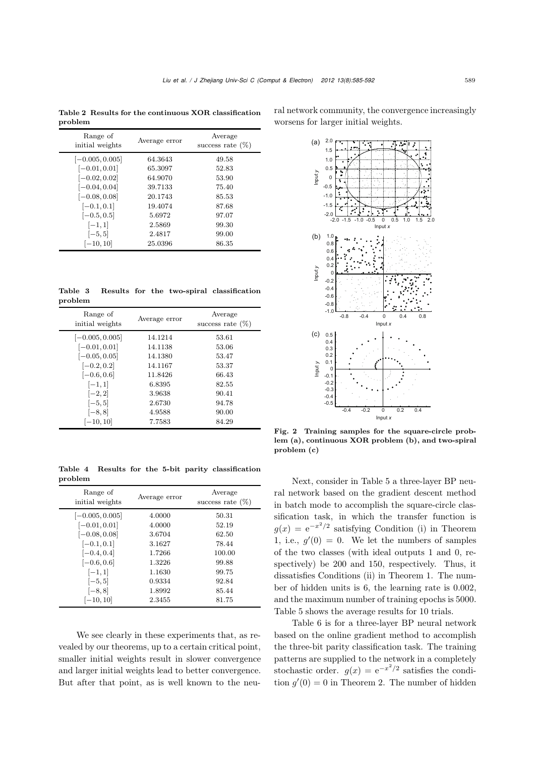**Table 2 Results for the continuous XOR classification problem**

| Range of initial weights | Average error | Average success rate (%) |
|---|---|---|
| $[-0.005, 0.005]$ | 64.3643 | 49.58 |
| $[-0.01, 0.01]$ | 65.3097 | 52.83 |
| $[-0.02, 0.02]$ | 64.9070 | 53.90 |
| $[-0.04, 0.04]$ | 39.7133 | 75.40 |
| $[-0.08, 0.08]$ | 20.1743 | 85.53 |
| $[-0.1, 0.1]$ | 19.4074 | 87.68 |
| $[-0.5, 0.5]$ | 5.6972 | 97.07 |
| $[-1, 1]$ | 2.5869 | 99.30 |
| $[-5, 5]$ | 2.4817 | 99.00 |
| $[-10, 10]$ | 25.0396 | 86.35 |

**Table 3 Results for the two-spiral classification problem**

| Range of initial weights | Average error | Average success rate (%) |
|---|---|---|
| $[-0.005, 0.005]$ | 14.1214 | 53.61 |
| $[-0.01, 0.01]$ | 14.1138 | 53.06 |
| $[-0.05, 0.05]$ | 14.1380 | 53.47 |
| $[-0.2, 0.2]$ | 14.1167 | 53.37 |
| $[-0.6, 0.6]$ | 11.8426 | 66.43 |
| $[-1, 1]$ | 6.8395 | 82.55 |
| $[-2, 2]$ | 3.9638 | 90.41 |
| $[-5, 5]$ | 2.6730 | 94.78 |
| $[-8, 8]$ | 4.9588 | 90.00 |
| $[-10, 10]$ | 7.7583 | 84.29 |

**Table 4 Results for the 5-bit parity classification problem**

| Range of initial weights | Average error | Average success rate (%) |
|---|---|---|
| $[-0.005, 0.005]$ | 4.0000 | 50.31 |
| $[-0.01, 0.01]$ | 4.0000 | 52.19 |
| $[-0.08, 0.08]$ | 3.6704 | 62.50 |
| $[-0.1, 0.1]$ | 3.1627 | 78.44 |
| $[-0.4, 0.4]$ | 1.7266 | 100.00 |
| $[-0.6, 0.6]$ | 1.3226 | 99.88 |
| $[-1, 1]$ | 1.1630 | 99.75 |
| $[-5, 5]$ | 0.9334 | 92.84 |
| $[-8, 8]$ | 1.8992 | 85.44 |
| $[-10, 10]$ | 2.3455 | 81.75 |

We see clearly in these experiments that, as revealed by our theorems, up to a certain critical point, smaller initial weights result in slower convergence and larger initial weights lead to better convergence. But after that point, as is well known to the neural network community, the convergence increasingly worsens for larger initial weights.

**Fig. 2 Training samples for the square-circle problem (a), continuous XOR problem (b), and two-spiral problem (c)**

Next, consider in Table 5 a three-layer BP neural network based on the gradient descent method in batch mode to accomplish the square-circle classification task, in which the transfer function is $g(x) = \mathrm{e}^{-x^2/2}$ satisfying Condition (i) in Theorem 1, i.e., $g'(0) = 0$. We let the numbers of samples of the two classes (with ideal outputs 1 and 0, respectively) be 200 and 150, respectively. Thus, it dissatisfies Conditions (ii) in Theorem 1. The number of hidden units is 6, the learning rate is 0.002, and the maximum number of training epochs is 5000. Table 5 shows the average results for 10 trials.

Table 6 is for a three-layer BP neural network based on the online gradient method to accomplish the three-bit parity classification task. The training patterns are supplied to the network in a completely stochastic order. $g(x) = \mathrm{e}^{-x^2/2}$ satisfies the condition $g'(0) = 0$ in Theorem 2. The number of hidden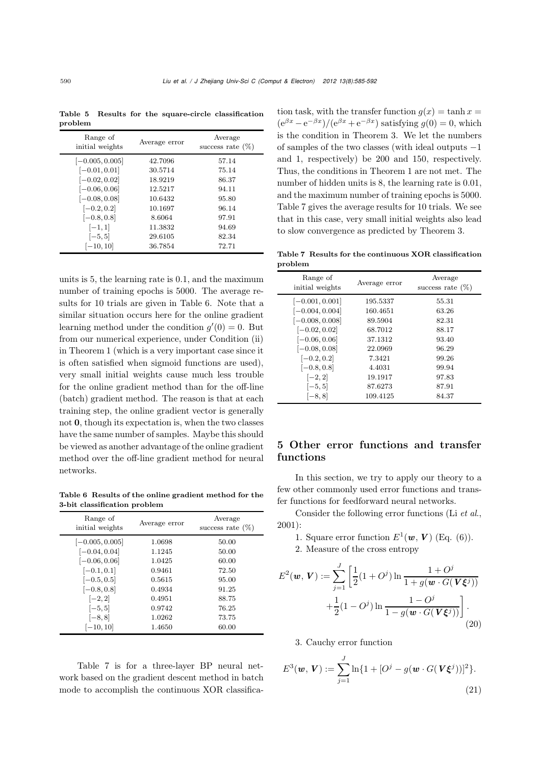Table 5 Results for the square-circle classification problem

| Range of initial weights | Average error | Average success rate (%) |
|---|---|---|
| $[-0.005, 0.005]$ | 42.7096 | 57.14 |
| $[-0.01, 0.01]$ | 30.5714 | 75.14 |
| $[-0.02, 0.02]$ | 18.9219 | 86.37 |
| $[-0.06, 0.06]$ | 12.5217 | 94.11 |
| $[-0.08, 0.08]$ | 10.6432 | 95.80 |
| $[-0.2, 0.2]$ | 10.1697 | 96.14 |
| $[-0.8, 0.8]$ | 8.6064 | 97.91 |
| $[-1, 1]$ | 11.3832 | 94.69 |
| $[-5, 5]$ | 29.6105 | 82.34 |
| $[-10, 10]$ | 36.7854 | 72.71 |

units is 5, the learning rate is 0.1, and the maximum number of training epochs is 5000. The average results for 10 trials are given in Table 6. Note that a similar situation occurs here for the online gradient learning method under the condition $g'(0) = 0$. But from our numerical experience, under Condition (ii) in Theorem 1 (which is a very important case since it is often satisfied when sigmoid functions are used), very small initial weights cause much less trouble for the online gradient method than for the off-line (batch) gradient method. The reason is that at each training step, the online gradient vector is generally not $\mathbf{0}$, though its expectation is, when the two classes have the same number of samples. Maybe this should be viewed as another advantage of the online gradient method over the off-line gradient method for neural networks.

Table 6 Results of the online gradient method for the 3-bit classification problem

| Range of initial weights | Average error | Average success rate (%) |
|---|---|---|
| $[-0.005, 0.005]$ | 1.0698 | 50.00 |
| $[-0.04, 0.04]$ | 1.1245 | 50.00 |
| $[-0.06, 0.06]$ | 1.0425 | 60.00 |
| $[-0.1, 0.1]$ | 0.9461 | 72.50 |
| $[-0.5, 0.5]$ | 0.5615 | 95.00 |
| $[-0.8, 0.8]$ | 0.4934 | 91.25 |
| $[-2, 2]$ | 0.4951 | 88.75 |
| $[-5, 5]$ | 0.9742 | 76.25 |
| $[-8, 8]$ | 1.0262 | 73.75 |
| $[-10, 10]$ | 1.4650 | 60.00 |

Table 7 is for a three-layer BP neural network based on the gradient descent method in batch mode to accomplish the continuous XOR classification task, with the transfer function $g(x) = \tanh x = (\mathrm{e}^{\beta x} - \mathrm{e}^{-\beta x})/(\mathrm{e}^{\beta x} + \mathrm{e}^{-\beta x})$ satisfying $g(0) = 0$, which is the condition in Theorem 3. We let the numbers of samples of the two classes (with ideal outputs $-1$ and 1, respectively) be 200 and 150, respectively. Thus, the conditions in Theorem 1 are not met. The number of hidden units is 8, the learning rate is 0.01, and the maximum number of training epochs is 5000. Table 7 gives the average results for 10 trials. We see that in this case, very small initial weights also lead to slow convergence as predicted by Theorem 3.

Table 7 Results for the continuous XOR classification problem

| Range of initial weights | Average error | Average success rate (%) |
|---|---|---|
| $[-0.001, 0.001]$ | 195.5337 | 55.31 |
| $[-0.004, 0.004]$ | 160.4651 | 63.26 |
| $[-0.008, 0.008]$ | 89.5904 | 82.31 |
| $[-0.02, 0.02]$ | 68.7012 | 88.17 |
| $[-0.06, 0.06]$ | 37.1312 | 93.40 |
| $[-0.08, 0.08]$ | 22.0969 | 96.29 |
| $[-0.2, 0.2]$ | 7.3421 | 99.26 |
| $[-0.8, 0.8]$ | 4.4031 | 99.94 |
| $[-2, 2]$ | 19.1917 | 97.83 |
| $[-5, 5]$ | 87.6273 | 87.91 |
| $[-8, 8]$ | 109.4125 | 84.37 |

## 5 Other error functions and transfer functions

In this section, we try to apply our theory to a few other commonly used error functions and transfer functions for feedforward neural networks.

Consider the following error functions (Li *et al*., 2001):

1. Square error function $E^1(\boldsymbol{w}, \boldsymbol{V})$ (Eq. (6)).
2. Measure of the cross entropy

$$E^2(\boldsymbol{w}, \boldsymbol{V}) := \sum_{j=1}^{J} \left[ \frac{1}{2}(1 + O^j) \ln \frac{1 + O^j}{1 + g(\boldsymbol{w} \cdot G(\boldsymbol{V}\boldsymbol{\xi}^j))} + \frac{1}{2}(1 - O^j) \ln \frac{1 - O^j}{1 - g(\boldsymbol{w} \cdot G(\boldsymbol{V}\boldsymbol{\xi}^j))} \right]. \tag{20}$$

3. Cauchy error function

$$E^3(\boldsymbol{w}, \boldsymbol{V}) := \sum_{j=1}^{J} \ln\{1 + [O^j - g(\boldsymbol{w} \cdot G(\boldsymbol{V}\boldsymbol{\xi}^j))]^2\}. \tag{21}$$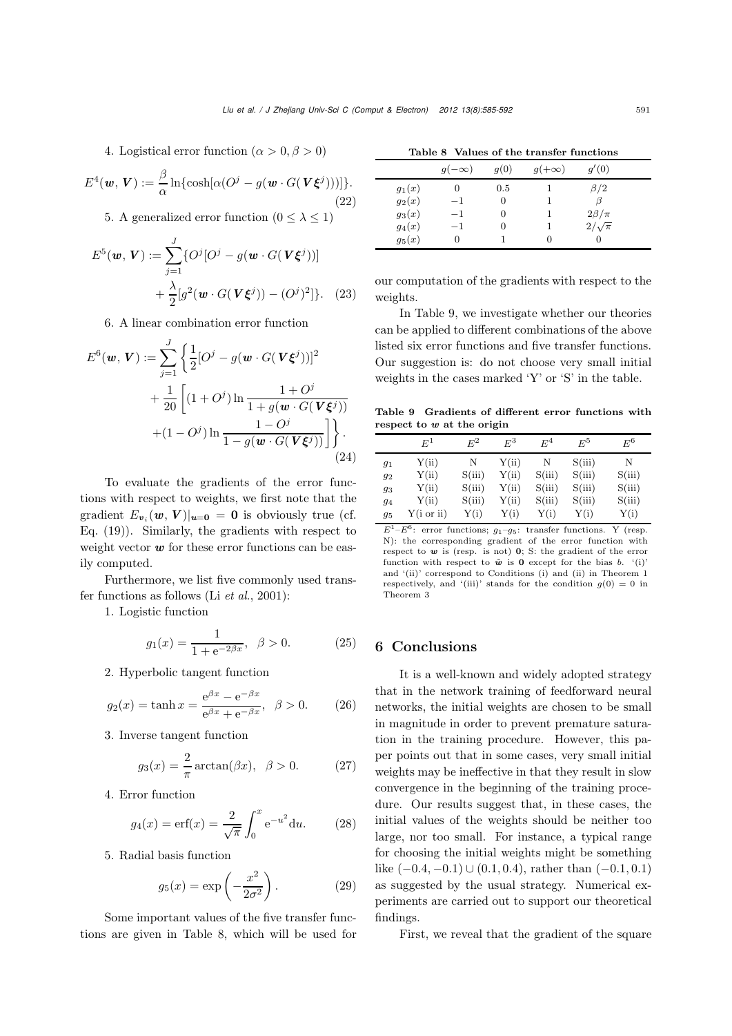4. Logistical error function ($\alpha > 0, \beta > 0$)

$$E^4(\boldsymbol{w}, \boldsymbol{V}) := \frac{\beta}{\alpha}\ln\{\cosh[\alpha(O^j - g(\boldsymbol{w}\cdot G(\boldsymbol{V}\boldsymbol{\xi}^j)))]\}. \tag{22}$$

5. A generalized error function ($0 \le \lambda \le 1$)

$$E^5(\boldsymbol{w}, \boldsymbol{V}) := \sum_{j=1}^{J}\{O^j[O^j - g(\boldsymbol{w}\cdot G(\boldsymbol{V}\boldsymbol{\xi}^j))] + \frac{\lambda}{2}[g^2(\boldsymbol{w}\cdot G(\boldsymbol{V}\boldsymbol{\xi}^j)) - (O^j)^2]\}. \tag{23}$$

6. A linear combination error function

$$E^6(\boldsymbol{w}, \boldsymbol{V}) := \sum_{j=1}^{J}\left\{\frac{1}{2}[O^j - g(\boldsymbol{w}\cdot G(\boldsymbol{V}\boldsymbol{\xi}^j))]^2 + \frac{1}{20}\left[(1+O^j)\ln\frac{1+O^j}{1+g(\boldsymbol{w}\cdot G(\boldsymbol{V}\boldsymbol{\xi}^j))} + (1-O^j)\ln\frac{1-O^j}{1-g(\boldsymbol{w}\cdot G(\boldsymbol{V}\boldsymbol{\xi}^j))}\right]\right\}. \tag{24}$$

To evaluate the gradients of the error functions with respect to weights, we first note that the gradient $E_{\boldsymbol{v}_i}(\boldsymbol{w}, \boldsymbol{V})|_{\boldsymbol{u}=\boldsymbol{0}} = \boldsymbol{0}$ is obviously true (cf. Eq. (19)). Similarly, the gradients with respect to weight vector $\boldsymbol{w}$ for these error functions can be easily computed.

Furthermore, we list five commonly used transfer functions as follows (Li *et al.*, 2001):

1. Logistic function

$$g_1(x) = \frac{1}{1+\mathrm{e}^{-2\beta x}}, \quad \beta > 0. \tag{25}$$

2. Hyperbolic tangent function

$$g_2(x) = \tanh x = \frac{\mathrm{e}^{\beta x} - \mathrm{e}^{-\beta x}}{\mathrm{e}^{\beta x} + \mathrm{e}^{-\beta x}}, \quad \beta > 0. \tag{26}$$

3. Inverse tangent function

$$g_3(x) = \frac{2}{\pi}\arctan(\beta x), \quad \beta > 0. \tag{27}$$

4. Error function

$$g_4(x) = \mathrm{erf}(x) = \frac{2}{\sqrt{\pi}}\int_0^x \mathrm{e}^{-u^2}\mathrm{d}u. \tag{28}$$

5. Radial basis function

$$g_5(x) = \exp\left(-\frac{x^2}{2\sigma^2}\right). \tag{29}$$

Some important values of the five transfer functions are given in Table 8, which will be used for our computation of the gradients with respect to the weights.

**Table 8 Values of the transfer functions**

| | $g(-\infty)$ | $g(0)$ | $g(+\infty)$ | $g'(0)$ |
|---|---|---|---|---|
| $g_1(x)$ | 0 | 0.5 | 1 | $\beta/2$ |
| $g_2(x)$ | $-1$ | 0 | 1 | $\beta$ |
| $g_3(x)$ | $-1$ | 0 | 1 | $2\beta/\pi$ |
| $g_4(x)$ | $-1$ | 0 | 1 | $2/\sqrt{\pi}$ |
| $g_5(x)$ | 0 | 1 | 0 | 0 |

In Table 9, we investigate whether our theories can be applied to different combinations of the above listed six error functions and five transfer functions. Our suggestion is: do not choose very small initial weights in the cases marked 'Y' or 'S' in the table.

**Table 9 Gradients of different error functions with respect to $w$ at the origin**

| | $E^1$ | $E^2$ | $E^3$ | $E^4$ | $E^5$ | $E^6$ |
|---|---|---|---|---|---|---|
| $g_1$ | Y(ii) | N | Y(ii) | N | S(iii) | N |
| $g_2$ | Y(ii) | S(iii) | Y(ii) | S(iii) | S(iii) | S(iii) |
| $g_3$ | Y(ii) | S(iii) | Y(ii) | S(iii) | S(iii) | S(iii) |
| $g_4$ | Y(ii) | S(iii) | Y(ii) | S(iii) | S(iii) | S(iii) |
| $g_5$ | Y(i or ii) | Y(i) | Y(i) | Y(i) | Y(i) | Y(i) |

$E^1$–$E^6$: error functions; $g_1$–$g_5$: transfer functions. Y (resp. N): the corresponding gradient of the error function with respect to $\boldsymbol{w}$ is (resp. is not) $\boldsymbol{0}$; S: the gradient of the error function with respect to $\tilde{\boldsymbol{w}}$ is $\boldsymbol{0}$ except for the bias $b$. '(i)' and '(ii)' correspond to Conditions (i) and (ii) in Theorem 1 respectively, and '(iii)' stands for the condition $g(0) = 0$ in Theorem 3

## 6 Conclusions

It is a well-known and widely adopted strategy that in the network training of feedforward neural networks, the initial weights are chosen to be small in magnitude in order to prevent premature saturation in the training procedure. However, this paper points out that in some cases, very small initial weights may be ineffective in that they result in slow convergence in the beginning of the training procedure. Our results suggest that, in these cases, the initial values of the weights should be neither too large, nor too small. For instance, a typical range for choosing the initial weights might be something like $(-0.4, -0.1) \cup (0.1, 0.4)$, rather than $(-0.1, 0.1)$ as suggested by the usual strategy. Numerical experiments are carried out to support our theoretical findings.

First, we reveal that the gradient of the square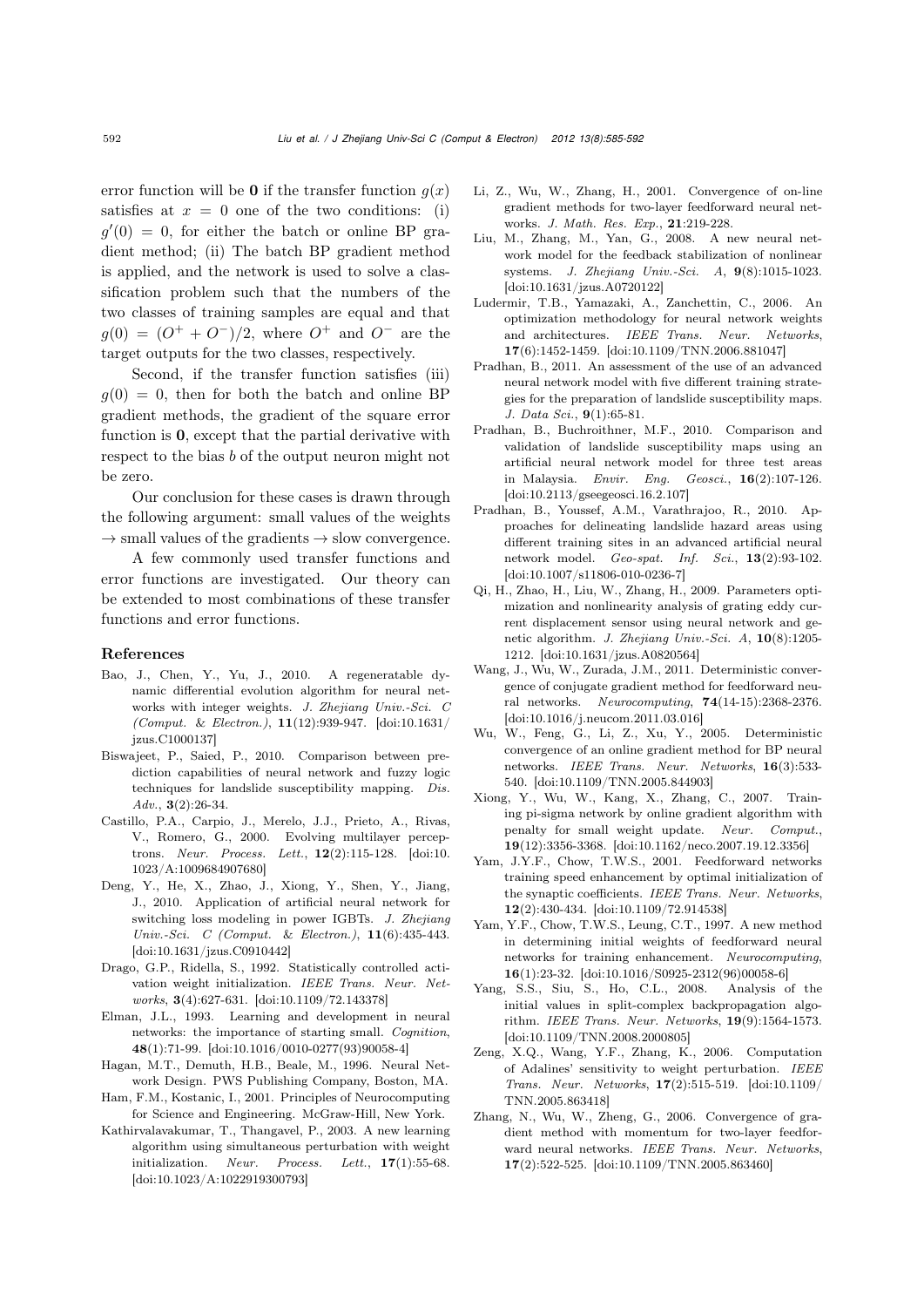error function will be **0** if the transfer function $g(x)$ satisfies at $x = 0$ one of the two conditions: (i) $g'(0) = 0$, for either the batch or online BP gradient method; (ii) The batch BP gradient method is applied, and the network is used to solve a classification problem such that the numbers of the two classes of training samples are equal and that $g(0) = (O^+ + O^-)/2$, where $O^+$ and $O^-$ are the target outputs for the two classes, respectively.

Second, if the transfer function satisfies (iii) $g(0) = 0$, then for both the batch and online BP gradient methods, the gradient of the square error function is **0**, except that the partial derivative with respect to the bias $b$ of the output neuron might not be zero.

Our conclusion for these cases is drawn through the following argument: small values of the weights $\rightarrow$ small values of the gradients $\rightarrow$ slow convergence.

A few commonly used transfer functions and error functions are investigated. Our theory can be extended to most combinations of these transfer functions and error functions.

## References

Bao, J., Chen, Y., Yu, J., 2010. A regeneratable dynamic differential evolution algorithm for neural networks with integer weights. *J. Zhejiang Univ.-Sci. C (Comput. & Electron.)*, **11**(12):939-947. [doi:10.1631/jzus.C1000137]

Biswajeet, P., Saied, P., 2010. Comparison between prediction capabilities of neural network and fuzzy logic techniques for landslide susceptibility mapping. *Dis. Adv.*, **3**(2):26-34.

Castillo, P.A., Carpio, J., Merelo, J.J., Prieto, A., Rivas, V., Romero, G., 2000. Evolving multilayer perceptrons. *Neur. Process. Lett.*, **12**(2):115-128. [doi:10.1023/A:1009684907680]

Deng, Y., He, X., Zhao, J., Xiong, Y., Shen, Y., Jiang, J., 2010. Application of artificial neural network for switching loss modeling in power IGBTs. *J. Zhejiang Univ.-Sci. C (Comput. & Electron.)*, **11**(6):435-443. [doi:10.1631/jzus.C0910442]

Drago, G.P., Ridella, S., 1992. Statistically controlled activation weight initialization. *IEEE Trans. Neur. Networks*, **3**(4):627-631. [doi:10.1109/72.143378]

Elman, J.L., 1993. Learning and development in neural networks: the importance of starting small. *Cognition*, **48**(1):71-99. [doi:10.1016/0010-0277(93)90058-4]

Hagan, M.T., Demuth, H.B., Beale, M., 1996. Neural Network Design. PWS Publishing Company, Boston, MA.

Ham, F.M., Kostanic, I., 2001. Principles of Neurocomputing for Science and Engineering. McGraw-Hill, New York.

Kathirvalavakumar, T., Thangavel, P., 2003. A new learning algorithm using simultaneous perturbation with weight initialization. *Neur. Process. Lett.*, **17**(1):55-68. [doi:10.1023/A:1022919300793]

Li, Z., Wu, W., Zhang, H., 2001. Convergence of on-line gradient methods for two-layer feedforward neural networks. *J. Math. Res. Exp.*, **21**:219-228.

Liu, M., Zhang, M., Yan, G., 2008. A new neural network model for the feedback stabilization of nonlinear systems. *J. Zhejiang Univ.-Sci. A*, **9**(8):1015-1023. [doi:10.1631/jzus.A0720122]

Ludermir, T.B., Yamazaki, A., Zanchettin, C., 2006. An optimization methodology for neural network weights and architectures. *IEEE Trans. Neur. Networks*, **17**(6):1452-1459. [doi:10.1109/TNN.2006.881047]

Pradhan, B., 2011. An assessment of the use of an advanced neural network model with five different training strategies for the preparation of landslide susceptibility maps. *J. Data Sci.*, **9**(1):65-81.

Pradhan, B., Buchroithner, M.F., 2010. Comparison and validation of landslide susceptibility maps using an artificial neural network model for three test areas in Malaysia. *Envir. Eng. Geosci.*, **16**(2):107-126. [doi:10.2113/gseegeosci.16.2.107]

Pradhan, B., Youssef, A.M., Varathrajoo, R., 2010. Approaches for delineating landslide hazard areas using different training sites in an advanced artificial neural network model. *Geo-spat. Inf. Sci.*, **13**(2):93-102. [doi:10.1007/s11806-010-0236-7]

Qi, H., Zhao, H., Liu, W., Zhang, H., 2009. Parameters optimization and nonlinearity analysis of grating eddy current displacement sensor using neural network and genetic algorithm. *J. Zhejiang Univ.-Sci. A*, **10**(8):1205-1212. [doi:10.1631/jzus.A0820564]

Wang, J., Wu, W., Zurada, J.M., 2011. Deterministic convergence of conjugate gradient method for feedforward neural networks. *Neurocomputing*, **74**(14-15):2368-2376. [doi:10.1016/j.neucom.2011.03.016]

Wu, W., Feng, G., Li, Z., Xu, Y., 2005. Deterministic convergence of an online gradient method for BP neural networks. *IEEE Trans. Neur. Networks*, **16**(3):533-540. [doi:10.1109/TNN.2005.844903]

Xiong, Y., Wu, W., Kang, X., Zhang, C., 2007. Training pi-sigma network by online gradient algorithm with penalty for small weight update. *Neur. Comput.*, **19**(12):3356-3368. [doi:10.1162/neco.2007.19.12.3356]

Yam, J.Y.F., Chow, T.W.S., 2001. Feedforward networks training speed enhancement by optimal initialization of the synaptic coefficients. *IEEE Trans. Neur. Networks*, **12**(2):430-434. [doi:10.1109/72.914538]

Yam, Y.F., Chow, T.W.S., Leung, C.T., 1997. A new method in determining initial weights of feedforward neural networks for training enhancement. *Neurocomputing*, **16**(1):23-32. [doi:10.1016/S0925-2312(96)00058-6]

Yang, S.S., Siu, S., Ho, C.L., 2008. Analysis of the initial values in split-complex backpropagation algorithm. *IEEE Trans. Neur. Networks*, **19**(9):1564-1573. [doi:10.1109/TNN.2008.2000805]

Zeng, X.Q., Wang, Y.F., Zhang, K., 2006. Computation of Adalines' sensitivity to weight perturbation. *IEEE Trans. Neur. Networks*, **17**(2):515-519. [doi:10.1109/TNN.2005.863418]

Zhang, N., Wu, W., Zheng, G., 2006. Convergence of gradient method with momentum for two-layer feedforward neural networks. *IEEE Trans. Neur. Networks*, **17**(2):522-525. [doi:10.1109/TNN.2005.863460]